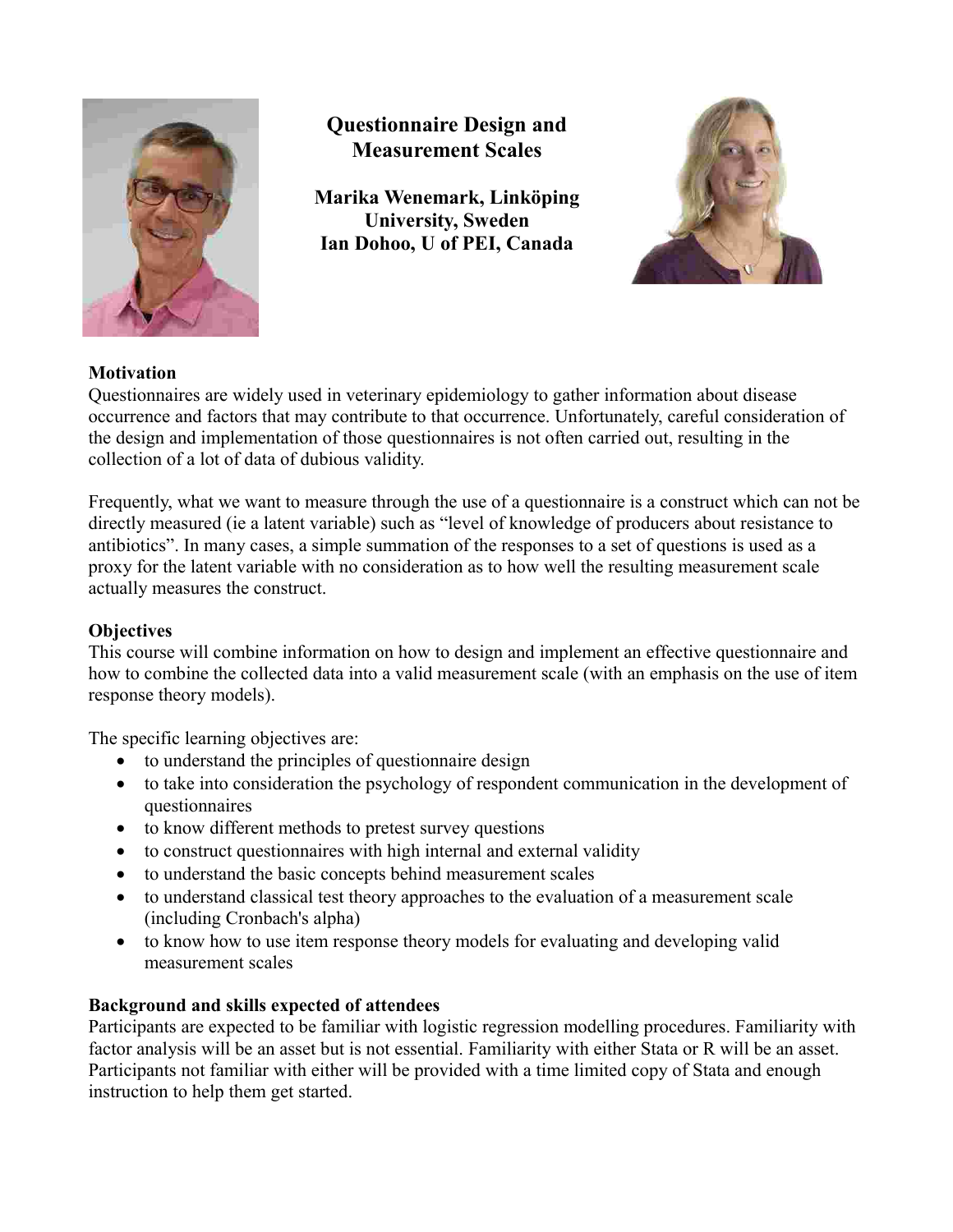# Questionnaire Design and Measurement Scales

**Marika Wenemark, Linköping University, Sweden**
**Ian Dohoo, U of PEI, Canada**

**Motivation**

Questionnaires are widely used in veterinary epidemiology to gather information about disease occurrence and factors that may contribute to that occurrence. Unfortunately, careful consideration of the design and implementation of those questionnaires is not often carried out, resulting in the collection of a lot of data of dubious validity.

Frequently, what we want to measure through the use of a questionnaire is a construct which can not be directly measured (ie a latent variable) such as "level of knowledge of producers about resistance to antibiotics". In many cases, a simple summation of the responses to a set of questions is used as a proxy for the latent variable with no consideration as to how well the resulting measurement scale actually measures the construct.

**Objectives**

This course will combine information on how to design and implement an effective questionnaire and how to combine the collected data into a valid measurement scale (with an emphasis on the use of item response theory models).

The specific learning objectives are:

- to understand the principles of questionnaire design
- to take into consideration the psychology of respondent communication in the development of questionnaires
- to know different methods to pretest survey questions
- to construct questionnaires with high internal and external validity
- to understand the basic concepts behind measurement scales
- to understand classical test theory approaches to the evaluation of a measurement scale (including Cronbach's alpha)
- to know how to use item response theory models for evaluating and developing valid measurement scales

**Background and skills expected of attendees**

Participants are expected to be familiar with logistic regression modelling procedures. Familiarity with factor analysis will be an asset but is not essential. Familiarity with either Stata or R will be an asset. Participants not familiar with either will be provided with a time limited copy of Stata and enough instruction to help them get started.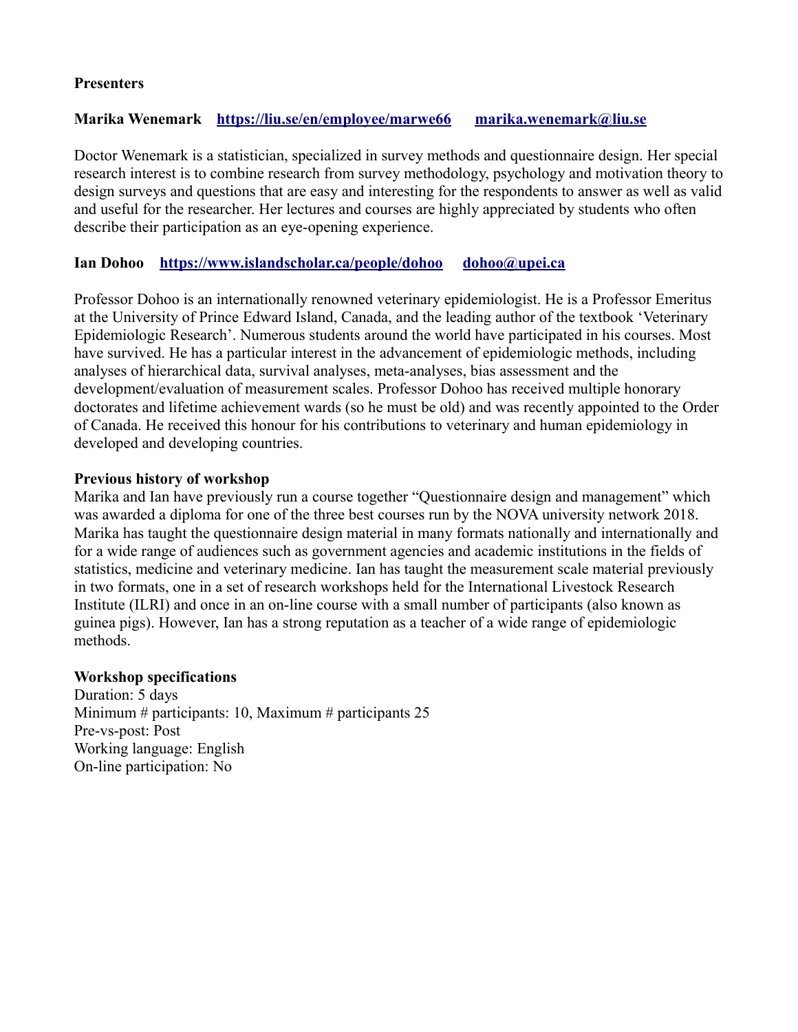**Presenters**

**Marika Wenemark** [https://liu.se/en/employee/marwe66](https://liu.se/en/employee/marwe66) [marika.wenemark@liu.se](mailto:marika.wenemark@liu.se)

Doctor Wenemark is a statistician, specialized in survey methods and questionnaire design. Her special research interest is to combine research from survey methodology, psychology and motivation theory to design surveys and questions that are easy and interesting for the respondents to answer as well as valid and useful for the researcher. Her lectures and courses are highly appreciated by students who often describe their participation as an eye-opening experience.

**Ian Dohoo** [https://www.islandscholar.ca/people/dohoo](https://www.islandscholar.ca/people/dohoo) [dohoo@upei.ca](mailto:dohoo@upei.ca)

Professor Dohoo is an internationally renowned veterinary epidemiologist. He is a Professor Emeritus at the University of Prince Edward Island, Canada, and the leading author of the textbook 'Veterinary Epidemiologic Research'. Numerous students around the world have participated in his courses. Most have survived. He has a particular interest in the advancement of epidemiologic methods, including analyses of hierarchical data, survival analyses, meta-analyses, bias assessment and the development/evaluation of measurement scales. Professor Dohoo has received multiple honorary doctorates and lifetime achievement wards (so he must be old) and was recently appointed to the Order of Canada. He received this honour for his contributions to veterinary and human epidemiology in developed and developing countries.

**Previous history of workshop**

Marika and Ian have previously run a course together "Questionnaire design and management" which was awarded a diploma for one of the three best courses run by the NOVA university network 2018. Marika has taught the questionnaire design material in many formats nationally and internationally and for a wide range of audiences such as government agencies and academic institutions in the fields of statistics, medicine and veterinary medicine. Ian has taught the measurement scale material previously in two formats, one in a set of research workshops held for the International Livestock Research Institute (ILRI) and once in an on-line course with a small number of participants (also known as guinea pigs). However, Ian has a strong reputation as a teacher of a wide range of epidemiologic methods.

**Workshop specifications**

Duration: 5 days
Minimum # participants: 10, Maximum # participants 25
Pre-vs-post: Post
Working language: English
On-line participation: No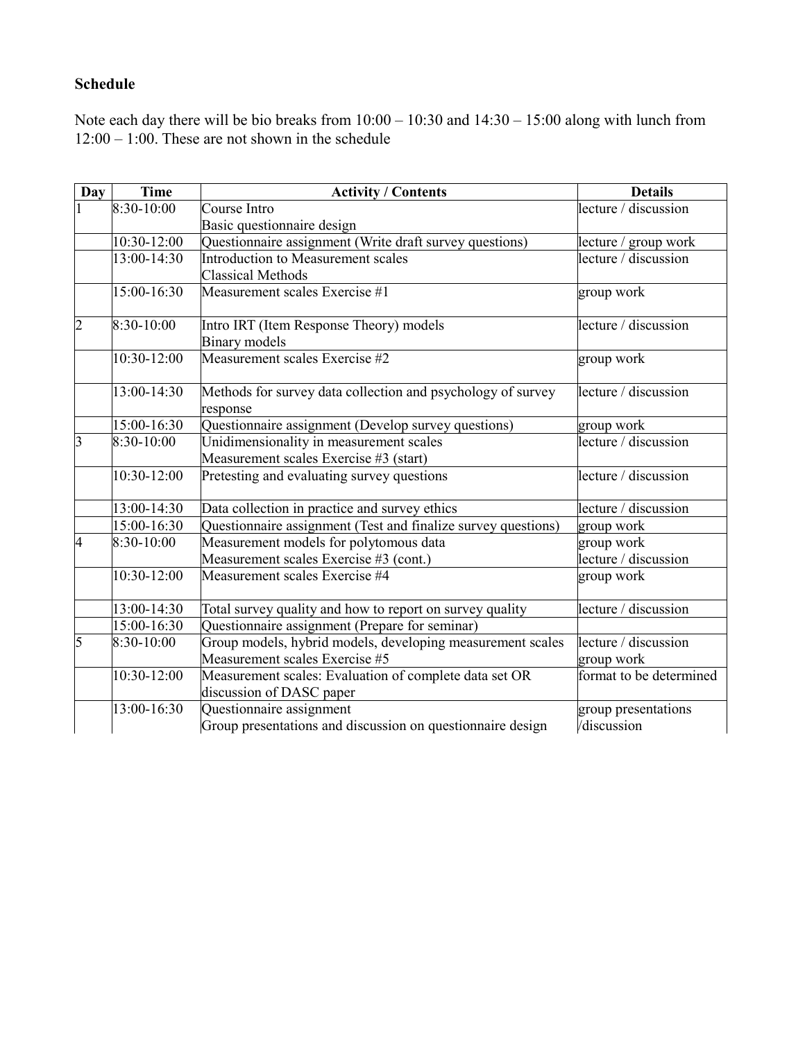**Schedule**

Note each day there will be bio breaks from 10:00 – 10:30 and 14:30 – 15:00 along with lunch from 12:00 – 1:00. These are not shown in the schedule

| Day | Time | Activity / Contents | Details |
|---|---|---|---|
| 1 | 8:30-10:00 | Course Intro<br>Basic questionnaire design | lecture / discussion |
| | 10:30-12:00 | Questionnaire assignment (Write draft survey questions) | lecture / group work |
| | 13:00-14:30 | Introduction to Measurement scales<br>Classical Methods | lecture / discussion |
| | 15:00-16:30 | Measurement scales Exercise #1 | group work |
| 2 | 8:30-10:00 | Intro IRT (Item Response Theory) models<br>Binary models | lecture / discussion |
| | 10:30-12:00 | Measurement scales Exercise #2 | group work |
| | 13:00-14:30 | Methods for survey data collection and psychology of survey response | lecture / discussion |
| | 15:00-16:30 | Questionnaire assignment (Develop survey questions) | group work |
| 3 | 8:30-10:00 | Unidimensionality in measurement scales<br>Measurement scales Exercise #3 (start) | lecture / discussion |
| | 10:30-12:00 | Pretesting and evaluating survey questions | lecture / discussion |
| | 13:00-14:30 | Data collection in practice and survey ethics | lecture / discussion |
| | 15:00-16:30 | Questionnaire assignment (Test and finalize survey questions) | group work |
| 4 | 8:30-10:00 | Measurement models for polytomous data<br>Measurement scales Exercise #3 (cont.) | group work<br>lecture / discussion |
| | 10:30-12:00 | Measurement scales Exercise #4 | group work |
| | 13:00-14:30 | Total survey quality and how to report on survey quality | lecture / discussion |
| | 15:00-16:30 | Questionnaire assignment (Prepare for seminar) | |
| 5 | 8:30-10:00 | Group models, hybrid models, developing measurement scales<br>Measurement scales Exercise #5 | lecture / discussion<br>group work |
| | 10:30-12:00 | Measurement scales: Evaluation of complete data set OR discussion of DASC paper | format to be determined |
| | 13:00-16:30 | Questionnaire assignment<br>Group presentations and discussion on questionnaire design | group presentations /discussion |